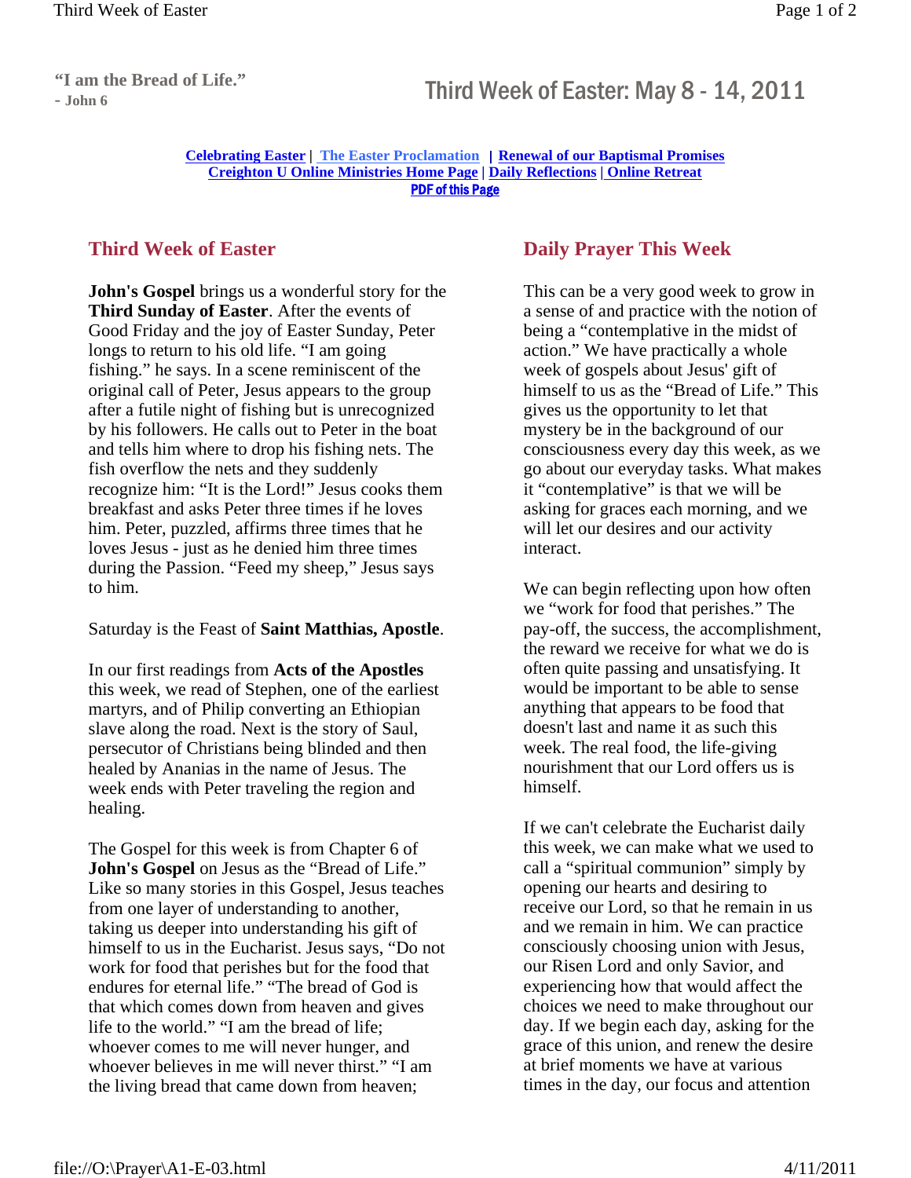**"I am the Bread of Life."**
**- John 6**

# Third Week of Easter: May 8 - 14, 2011

**Celebrating Easter | The Easter Proclamation | Renewal of our Baptismal Promises**
**Creighton U Online Ministries Home Page | Daily Reflections | Online Retreat**
**PDF of this Page**

## Third Week of Easter

**John's Gospel** brings us a wonderful story for the **Third Sunday of Easter**. After the events of Good Friday and the joy of Easter Sunday, Peter longs to return to his old life. "I am going fishing." he says. In a scene reminiscent of the original call of Peter, Jesus appears to the group after a futile night of fishing but is unrecognized by his followers. He calls out to Peter in the boat and tells him where to drop his fishing nets. The fish overflow the nets and they suddenly recognize him: "It is the Lord!" Jesus cooks them breakfast and asks Peter three times if he loves him. Peter, puzzled, affirms three times that he loves Jesus - just as he denied him three times during the Passion. "Feed my sheep," Jesus says to him.

Saturday is the Feast of **Saint Matthias, Apostle**.

In our first readings from **Acts of the Apostles** this week, we read of Stephen, one of the earliest martyrs, and of Philip converting an Ethiopian slave along the road. Next is the story of Saul, persecutor of Christians being blinded and then healed by Ananias in the name of Jesus. The week ends with Peter traveling the region and healing.

The Gospel for this week is from Chapter 6 of **John's Gospel** on Jesus as the "Bread of Life." Like so many stories in this Gospel, Jesus teaches from one layer of understanding to another, taking us deeper into understanding his gift of himself to us in the Eucharist. Jesus says, "Do not work for food that perishes but for the food that endures for eternal life." "The bread of God is that which comes down from heaven and gives life to the world." "I am the bread of life; whoever comes to me will never hunger, and whoever believes in me will never thirst." "I am the living bread that came down from heaven;

## Daily Prayer This Week

This can be a very good week to grow in a sense of and practice with the notion of being a "contemplative in the midst of action." We have practically a whole week of gospels about Jesus' gift of himself to us as the "Bread of Life." This gives us the opportunity to let that mystery be in the background of our consciousness every day this week, as we go about our everyday tasks. What makes it "contemplative" is that we will be asking for graces each morning, and we will let our desires and our activity interact.

We can begin reflecting upon how often we "work for food that perishes." The pay-off, the success, the accomplishment, the reward we receive for what we do is often quite passing and unsatisfying. It would be important to be able to sense anything that appears to be food that doesn't last and name it as such this week. The real food, the life-giving nourishment that our Lord offers us is himself.

If we can't celebrate the Eucharist daily this week, we can make what we used to call a "spiritual communion" simply by opening our hearts and desiring to receive our Lord, so that he remain in us and we remain in him. We can practice consciously choosing union with Jesus, our Risen Lord and only Savior, and experiencing how that would affect the choices we need to make throughout our day. If we begin each day, asking for the grace of this union, and renew the desire at brief moments we have at various times in the day, our focus and attention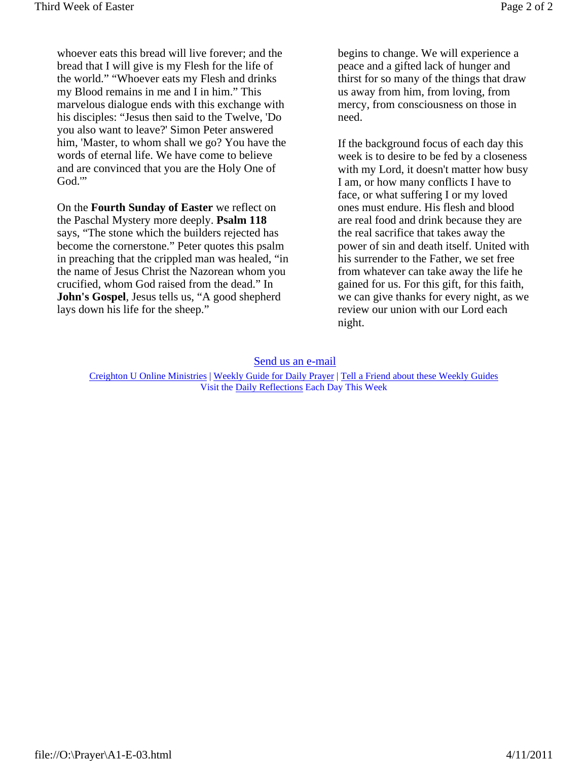whoever eats this bread will live forever; and the bread that I will give is my Flesh for the life of the world." "Whoever eats my Flesh and drinks my Blood remains in me and I in him." This marvelous dialogue ends with this exchange with his disciples: "Jesus then said to the Twelve, 'Do you also want to leave?' Simon Peter answered him, 'Master, to whom shall we go? You have the words of eternal life. We have come to believe and are convinced that you are the Holy One of God.'"

On the **Fourth Sunday of Easter** we reflect on the Paschal Mystery more deeply. **Psalm 118** says, "The stone which the builders rejected has become the cornerstone." Peter quotes this psalm in preaching that the crippled man was healed, "in the name of Jesus Christ the Nazorean whom you crucified, whom God raised from the dead." In **John's Gospel**, Jesus tells us, "A good shepherd lays down his life for the sheep."

begins to change. We will experience a peace and a gifted lack of hunger and thirst for so many of the things that draw us away from him, from loving, from mercy, from consciousness on those in need.

If the background focus of each day this week is to desire to be fed by a closeness with my Lord, it doesn't matter how busy I am, or how many conflicts I have to face, or what suffering I or my loved ones must endure. His flesh and blood are real food and drink because they are the real sacrifice that takes away the power of sin and death itself. United with his surrender to the Father, we set free from whatever can take away the life he gained for us. For this gift, for this faith, we can give thanks for every night, as we review our union with our Lord each night.

Send us an e-mail

Creighton U Online Ministries | Weekly Guide for Daily Prayer | Tell a Friend about these Weekly Guides
Visit the Daily Reflections Each Day This Week